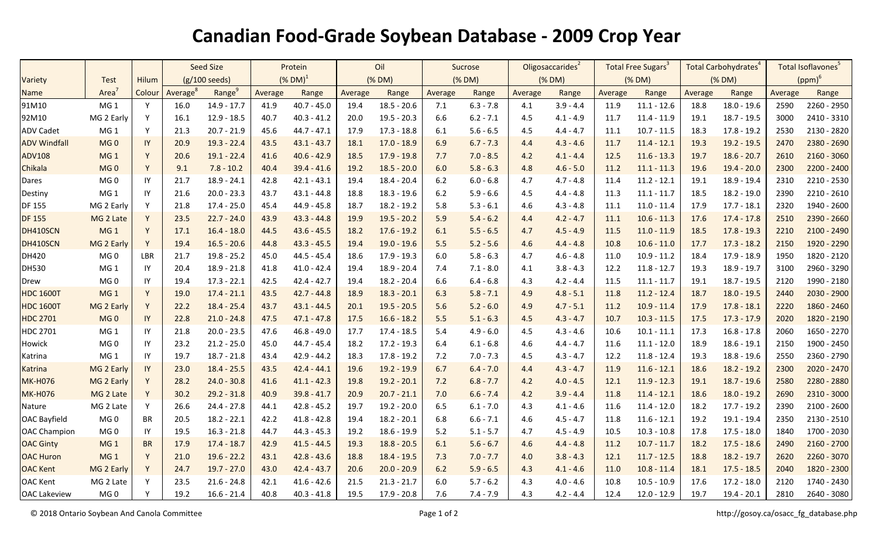# Canadian Food-Grade Soybean Database - 2009 Crop Year

| Variety | Test | Hilum | Seed Size | | Protein | | Oil | | Sucrose | | Oligosaccarides[2] | | Total Free Sugars[3] | | Total Carbohydrates[4] | | Total Isoflavones[5] | |
|---|---|---|---|---|---|---|---|---|---|---|---|---|---|---|---|---|---|---|
| | | | (g/100 seeds) | | (% DM)[1] | | (% DM) | | (% DM) | | (% DM) | | (% DM) | | (% DM) | | (ppm)[6] | |
| Name | Area[7] | Colour | Average[8] | Range[9] | Average | Range | Average | Range | Average | Range | Average | Range | Average | Range | Average | Range | Average | Range |
| 91M10 | MG 1 | Y | 16.0 | 14.9 - 17.7 | 41.9 | 40.7 - 45.0 | 19.4 | 18.5 - 20.6 | 7.1 | 6.3 - 7.8 | 4.1 | 3.9 - 4.4 | 11.9 | 11.1 - 12.6 | 18.8 | 18.0 - 19.6 | 2590 | 2260 - 2950 |
| 92M10 | MG 2 Early | Y | 16.1 | 12.9 - 18.5 | 40.7 | 40.3 - 41.2 | 20.0 | 19.5 - 20.3 | 6.6 | 6.2 - 7.1 | 4.5 | 4.1 - 4.9 | 11.7 | 11.4 - 11.9 | 19.1 | 18.7 - 19.5 | 3000 | 2410 - 3310 |
| ADV Cadet | MG 1 | Y | 21.3 | 20.7 - 21.9 | 45.6 | 44.7 - 47.1 | 17.9 | 17.3 - 18.8 | 6.1 | 5.6 - 6.5 | 4.5 | 4.4 - 4.7 | 11.1 | 10.7 - 11.5 | 18.3 | 17.8 - 19.2 | 2530 | 2130 - 2820 |
| ADV Windfall | MG 0 | IY | 20.9 | 19.3 - 22.4 | 43.5 | 43.1 - 43.7 | 18.1 | 17.0 - 18.9 | 6.9 | 6.7 - 7.3 | 4.4 | 4.3 - 4.6 | 11.7 | 11.4 - 12.1 | 19.3 | 19.2 - 19.5 | 2470 | 2380 - 2690 |
| ADV108 | MG 1 | Y | 20.6 | 19.1 - 22.4 | 41.6 | 40.6 - 42.9 | 18.5 | 17.9 - 19.8 | 7.7 | 7.0 - 8.5 | 4.2 | 4.1 - 4.4 | 12.5 | 11.6 - 13.3 | 19.7 | 18.6 - 20.7 | 2610 | 2160 - 3060 |
| Chikala | MG 0 | Y | 9.1 | 7.8 - 10.2 | 40.4 | 39.4 - 41.6 | 19.2 | 18.5 - 20.0 | 6.0 | 5.8 - 6.3 | 4.8 | 4.6 - 5.0 | 11.2 | 11.1 - 11.3 | 19.6 | 19.4 - 20.0 | 2300 | 2200 - 2400 |
| Dares | MG 0 | IY | 21.7 | 18.9 - 24.1 | 42.8 | 42.1 - 43.1 | 19.4 | 18.4 - 20.4 | 6.2 | 6.0 - 6.8 | 4.7 | 4.7 - 4.8 | 11.4 | 11.2 - 12.1 | 19.1 | 18.9 - 19.4 | 2310 | 2210 - 2530 |
| Destiny | MG 1 | IY | 21.6 | 20.0 - 23.3 | 43.7 | 43.1 - 44.8 | 18.8 | 18.3 - 19.6 | 6.2 | 5.9 - 6.6 | 4.5 | 4.4 - 4.8 | 11.3 | 11.1 - 11.7 | 18.5 | 18.2 - 19.0 | 2390 | 2210 - 2610 |
| DF 155 | MG 2 Early | Y | 21.8 | 17.4 - 25.0 | 45.4 | 44.9 - 45.8 | 18.7 | 18.2 - 19.2 | 5.8 | 5.3 - 6.1 | 4.6 | 4.3 - 4.8 | 11.1 | 11.0 - 11.4 | 17.9 | 17.7 - 18.1 | 2320 | 1940 - 2600 |
| DF 155 | MG 2 Late | Y | 23.5 | 22.7 - 24.0 | 43.9 | 43.3 - 44.8 | 19.9 | 19.5 - 20.2 | 5.9 | 5.4 - 6.2 | 4.4 | 4.2 - 4.7 | 11.1 | 10.6 - 11.3 | 17.6 | 17.4 - 17.8 | 2510 | 2390 - 2660 |
| DH410SCN | MG 1 | Y | 17.1 | 16.4 - 18.0 | 44.5 | 43.6 - 45.5 | 18.2 | 17.6 - 19.2 | 6.1 | 5.5 - 6.5 | 4.7 | 4.5 - 4.9 | 11.5 | 11.0 - 11.9 | 18.5 | 17.8 - 19.3 | 2210 | 2100 - 2490 |
| DH410SCN | MG 2 Early | Y | 19.4 | 16.5 - 20.6 | 44.8 | 43.3 - 45.5 | 19.4 | 19.0 - 19.6 | 5.5 | 5.2 - 5.6 | 4.6 | 4.4 - 4.8 | 10.8 | 10.6 - 11.0 | 17.7 | 17.3 - 18.2 | 2150 | 1920 - 2290 |
| DH420 | MG 0 | LBR | 21.7 | 19.8 - 25.2 | 45.0 | 44.5 - 45.4 | 18.6 | 17.9 - 19.3 | 6.0 | 5.8 - 6.3 | 4.7 | 4.6 - 4.8 | 11.0 | 10.9 - 11.2 | 18.4 | 17.9 - 18.9 | 1950 | 1820 - 2120 |
| DH530 | MG 1 | IY | 20.4 | 18.9 - 21.8 | 41.8 | 41.0 - 42.4 | 19.4 | 18.9 - 20.4 | 7.4 | 7.1 - 8.0 | 4.1 | 3.8 - 4.3 | 12.2 | 11.8 - 12.7 | 19.3 | 18.9 - 19.7 | 3100 | 2960 - 3290 |
| Drew | MG 0 | IY | 19.4 | 17.3 - 22.1 | 42.5 | 42.4 - 42.7 | 19.4 | 18.2 - 20.4 | 6.6 | 6.4 - 6.8 | 4.3 | 4.2 - 4.4 | 11.5 | 11.1 - 11.7 | 19.1 | 18.7 - 19.5 | 2120 | 1990 - 2180 |
| HDC 1600T | MG 1 | Y | 19.0 | 17.4 - 21.1 | 43.5 | 42.7 - 44.8 | 18.9 | 18.3 - 20.1 | 6.3 | 5.8 - 7.1 | 4.9 | 4.8 - 5.1 | 11.8 | 11.2 - 12.4 | 18.7 | 18.0 - 19.5 | 2440 | 2030 - 2900 |
| HDC 1600T | MG 2 Early | Y | 22.2 | 18.4 - 25.4 | 43.7 | 43.1 - 44.5 | 20.1 | 19.5 - 20.5 | 5.6 | 5.2 - 6.0 | 4.9 | 4.7 - 5.1 | 11.2 | 10.9 - 11.4 | 17.9 | 17.8 - 18.1 | 2220 | 1860 - 2460 |
| HDC 2701 | MG 0 | IY | 22.8 | 21.0 - 24.8 | 47.5 | 47.1 - 47.8 | 17.5 | 16.6 - 18.2 | 5.5 | 5.1 - 6.3 | 4.5 | 4.3 - 4.7 | 10.7 | 10.3 - 11.5 | 17.5 | 17.3 - 17.9 | 2020 | 1820 - 2190 |
| HDC 2701 | MG 1 | IY | 21.8 | 20.0 - 23.5 | 47.6 | 46.8 - 49.0 | 17.7 | 17.4 - 18.5 | 5.4 | 4.9 - 6.0 | 4.5 | 4.3 - 4.6 | 10.6 | 10.1 - 11.1 | 17.3 | 16.8 - 17.8 | 2060 | 1650 - 2270 |
| Howick | MG 0 | IY | 23.2 | 21.2 - 25.0 | 45.0 | 44.7 - 45.4 | 18.2 | 17.2 - 19.3 | 6.4 | 6.1 - 6.8 | 4.6 | 4.4 - 4.7 | 11.6 | 11.1 - 12.0 | 18.9 | 18.6 - 19.1 | 2150 | 1900 - 2450 |
| Katrina | MG 1 | IY | 19.7 | 18.7 - 21.8 | 43.4 | 42.9 - 44.2 | 18.3 | 17.8 - 19.2 | 7.2 | 7.0 - 7.3 | 4.5 | 4.3 - 4.7 | 12.2 | 11.8 - 12.4 | 19.3 | 18.8 - 19.6 | 2550 | 2360 - 2790 |
| Katrina | MG 2 Early | IY | 23.0 | 18.4 - 25.5 | 43.5 | 42.4 - 44.1 | 19.6 | 19.2 - 19.9 | 6.7 | 6.4 - 7.0 | 4.4 | 4.3 - 4.7 | 11.9 | 11.6 - 12.1 | 18.6 | 18.2 - 19.2 | 2300 | 2020 - 2470 |
| MK-H076 | MG 2 Early | Y | 28.2 | 24.0 - 30.8 | 41.6 | 41.1 - 42.3 | 19.8 | 19.2 - 20.1 | 7.2 | 6.8 - 7.7 | 4.2 | 4.0 - 4.5 | 12.1 | 11.9 - 12.3 | 19.1 | 18.7 - 19.6 | 2580 | 2280 - 2880 |
| MK-H076 | MG 2 Late | Y | 30.2 | 29.2 - 31.8 | 40.9 | 39.8 - 41.7 | 20.9 | 20.7 - 21.1 | 7.0 | 6.6 - 7.4 | 4.2 | 3.9 - 4.4 | 11.8 | 11.4 - 12.1 | 18.6 | 18.0 - 19.2 | 2690 | 2310 - 3000 |
| Nature | MG 2 Late | Y | 26.6 | 24.4 - 27.8 | 44.1 | 42.8 - 45.2 | 19.7 | 19.2 - 20.0 | 6.5 | 6.1 - 7.0 | 4.3 | 4.1 - 4.6 | 11.6 | 11.4 - 12.0 | 18.2 | 17.7 - 19.2 | 2390 | 2100 - 2600 |
| OAC Bayfield | MG 0 | BR | 20.5 | 18.2 - 22.1 | 42.2 | 41.8 - 42.8 | 19.4 | 18.2 - 20.1 | 6.8 | 6.6 - 7.1 | 4.6 | 4.5 - 4.7 | 11.8 | 11.6 - 12.1 | 19.2 | 19.1 - 19.4 | 2350 | 2130 - 2510 |
| OAC Champion | MG 0 | IY | 19.5 | 16.3 - 21.8 | 44.7 | 44.3 - 45.3 | 19.2 | 18.6 - 19.9 | 5.2 | 5.1 - 5.7 | 4.7 | 4.5 - 4.9 | 10.5 | 10.3 - 10.8 | 17.8 | 17.5 - 18.0 | 1840 | 1700 - 2030 |
| OAC Ginty | MG 1 | BR | 17.9 | 17.4 - 18.7 | 42.9 | 41.5 - 44.5 | 19.3 | 18.8 - 20.5 | 6.1 | 5.6 - 6.7 | 4.6 | 4.4 - 4.8 | 11.2 | 10.7 - 11.7 | 18.2 | 17.5 - 18.6 | 2490 | 2160 - 2700 |
| OAC Huron | MG 1 | Y | 21.0 | 19.6 - 22.2 | 43.1 | 42.8 - 43.6 | 18.8 | 18.4 - 19.5 | 7.3 | 7.0 - 7.7 | 4.0 | 3.8 - 4.3 | 12.1 | 11.7 - 12.5 | 18.8 | 18.2 - 19.7 | 2620 | 2260 - 3070 |
| OAC Kent | MG 2 Early | Y | 24.7 | 19.7 - 27.0 | 43.0 | 42.4 - 43.7 | 20.6 | 20.0 - 20.9 | 6.2 | 5.9 - 6.5 | 4.3 | 4.1 - 4.6 | 11.0 | 10.8 - 11.4 | 18.1 | 17.5 - 18.5 | 2040 | 1820 - 2300 |
| OAC Kent | MG 2 Late | Y | 23.5 | 21.6 - 24.8 | 42.1 | 41.6 - 42.6 | 21.5 | 21.3 - 21.7 | 6.0 | 5.7 - 6.2 | 4.3 | 4.0 - 4.6 | 10.8 | 10.5 - 10.9 | 17.6 | 17.2 - 18.0 | 2120 | 1740 - 2430 |
| OAC Lakeview | MG 0 | Y | 19.2 | 16.6 - 21.4 | 40.8 | 40.3 - 41.8 | 19.5 | 17.9 - 20.8 | 7.6 | 7.4 - 7.9 | 4.3 | 4.2 - 4.4 | 12.4 | 12.0 - 12.9 | 19.7 | 19.4 - 20.1 | 2810 | 2640 - 3080 |

© 2018 Ontario Soybean And Canola Committee

http://gosoy.ca/osacc_fg_database.php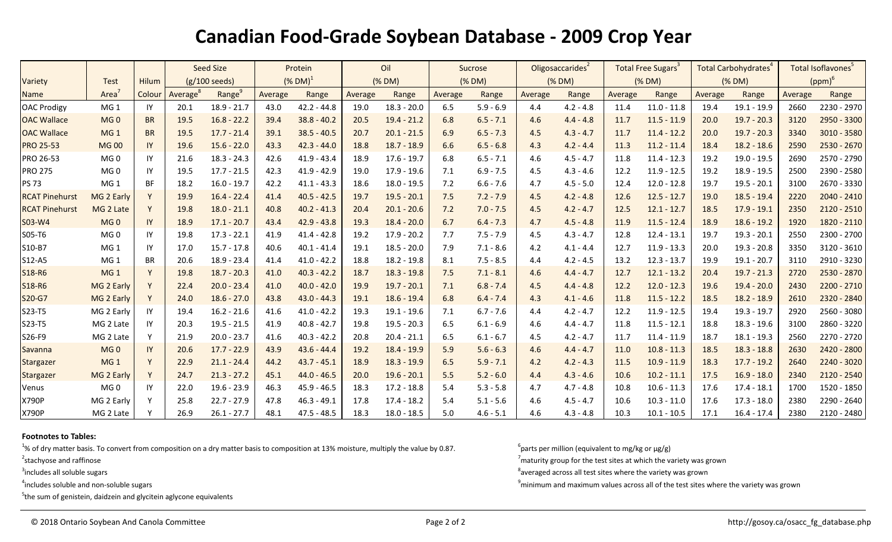# Canadian Food-Grade Soybean Database - 2009 Crop Year

| Variety | Test | Hilum | Seed Size | | Protein | | Oil | | Sucrose | | Oligosaccarides[2] | | Total Free Sugars[3] | | Total Carbohydrates[4] | | Total Isoflavones[5] | |
|---|---|---|---|---|---|---|---|---|---|---|---|---|---|---|---|---|---|---|
| | | | (g/100 seeds) | | (% DM)[1] | | (% DM) | | (% DM) | | (% DM) | | (% DM) | | (% DM) | | (ppm)[6] | |
| Name | Area[7] | Colour | Average[8] | Range[9] | Average | Range | Average | Range | Average | Range | Average | Range | Average | Range | Average | Range | Average | Range |
| OAC Prodigy | MG 1 | IY | 20.1 | 18.9 - 21.7 | 43.0 | 42.2 - 44.8 | 19.0 | 18.3 - 20.0 | 6.5 | 5.9 - 6.9 | 4.4 | 4.2 - 4.8 | 11.4 | 11.0 - 11.8 | 19.4 | 19.1 - 19.9 | 2660 | 2230 - 2970 |
| OAC Wallace | MG 0 | BR | 19.5 | 16.8 - 22.2 | 39.4 | 38.8 - 40.2 | 20.5 | 19.4 - 21.2 | 6.8 | 6.5 - 7.1 | 4.6 | 4.4 - 4.8 | 11.7 | 11.5 - 11.9 | 20.0 | 19.7 - 20.3 | 3120 | 2950 - 3300 |
| OAC Wallace | MG 1 | BR | 19.5 | 17.7 - 21.4 | 39.1 | 38.5 - 40.5 | 20.7 | 20.1 - 21.5 | 6.9 | 6.5 - 7.3 | 4.5 | 4.3 - 4.7 | 11.7 | 11.4 - 12.2 | 20.0 | 19.7 - 20.3 | 3340 | 3010 - 3580 |
| PRO 25-53 | MG 00 | IY | 19.6 | 15.6 - 22.0 | 43.3 | 42.3 - 44.0 | 18.8 | 18.7 - 18.9 | 6.6 | 6.5 - 6.8 | 4.3 | 4.2 - 4.4 | 11.3 | 11.2 - 11.4 | 18.4 | 18.2 - 18.6 | 2590 | 2530 - 2670 |
| PRO 26-53 | MG 0 | IY | 21.6 | 18.3 - 24.3 | 42.6 | 41.9 - 43.4 | 18.9 | 17.6 - 19.7 | 6.8 | 6.5 - 7.1 | 4.6 | 4.5 - 4.7 | 11.8 | 11.4 - 12.3 | 19.2 | 19.0 - 19.5 | 2690 | 2570 - 2790 |
| PRO 275 | MG 0 | IY | 19.5 | 17.7 - 21.5 | 42.3 | 41.9 - 42.9 | 19.0 | 17.9 - 19.6 | 7.1 | 6.9 - 7.5 | 4.5 | 4.3 - 4.6 | 12.2 | 11.9 - 12.5 | 19.2 | 18.9 - 19.5 | 2500 | 2390 - 2580 |
| PS 73 | MG 1 | BF | 18.2 | 16.0 - 19.7 | 42.2 | 41.1 - 43.3 | 18.6 | 18.0 - 19.5 | 7.2 | 6.6 - 7.6 | 4.7 | 4.5 - 5.0 | 12.4 | 12.0 - 12.8 | 19.7 | 19.5 - 20.1 | 3100 | 2670 - 3330 |
| RCAT Pinehurst | MG 2 Early | Y | 19.9 | 16.4 - 22.4 | 41.4 | 40.5 - 42.5 | 19.7 | 19.5 - 20.1 | 7.5 | 7.2 - 7.9 | 4.5 | 4.2 - 4.8 | 12.6 | 12.5 - 12.7 | 19.0 | 18.5 - 19.4 | 2220 | 2040 - 2410 |
| RCAT Pinehurst | MG 2 Late | Y | 19.8 | 18.0 - 21.1 | 40.8 | 40.2 - 41.3 | 20.4 | 20.1 - 20.6 | 7.2 | 7.0 - 7.5 | 4.5 | 4.2 - 4.7 | 12.5 | 12.1 - 12.7 | 18.5 | 17.9 - 19.1 | 2350 | 2120 - 2510 |
| S03-W4 | MG 0 | IY | 18.9 | 17.1 - 20.7 | 43.4 | 42.9 - 43.8 | 19.3 | 18.4 - 20.0 | 6.7 | 6.4 - 7.3 | 4.7 | 4.5 - 4.8 | 11.9 | 11.5 - 12.4 | 18.9 | 18.6 - 19.2 | 1920 | 1820 - 2110 |
| S05-T6 | MG 0 | IY | 19.8 | 17.3 - 22.1 | 41.9 | 41.4 - 42.8 | 19.2 | 17.9 - 20.2 | 7.7 | 7.5 - 7.9 | 4.5 | 4.3 - 4.7 | 12.8 | 12.4 - 13.1 | 19.7 | 19.3 - 20.1 | 2550 | 2300 - 2700 |
| S10-B7 | MG 1 | IY | 17.0 | 15.7 - 17.8 | 40.6 | 40.1 - 41.4 | 19.1 | 18.5 - 20.0 | 7.9 | 7.1 - 8.6 | 4.2 | 4.1 - 4.4 | 12.7 | 11.9 - 13.3 | 20.0 | 19.3 - 20.8 | 3350 | 3120 - 3610 |
| S12-A5 | MG 1 | BR | 20.6 | 18.9 - 23.4 | 41.4 | 41.0 - 42.2 | 18.8 | 18.2 - 19.8 | 8.1 | 7.5 - 8.5 | 4.4 | 4.2 - 4.5 | 13.2 | 12.3 - 13.7 | 19.9 | 19.1 - 20.7 | 3110 | 2910 - 3230 |
| S18-R6 | MG 1 | Y | 19.8 | 18.7 - 20.3 | 41.0 | 40.3 - 42.2 | 18.7 | 18.3 - 19.8 | 7.5 | 7.1 - 8.1 | 4.6 | 4.4 - 4.7 | 12.7 | 12.1 - 13.2 | 20.4 | 19.7 - 21.3 | 2720 | 2530 - 2870 |
| S18-R6 | MG 2 Early | Y | 22.4 | 20.0 - 23.4 | 41.0 | 40.0 - 42.0 | 19.9 | 19.7 - 20.1 | 7.1 | 6.8 - 7.4 | 4.5 | 4.4 - 4.8 | 12.2 | 12.0 - 12.3 | 19.6 | 19.4 - 20.0 | 2430 | 2200 - 2710 |
| S20-G7 | MG 2 Early | Y | 24.0 | 18.6 - 27.0 | 43.8 | 43.0 - 44.3 | 19.1 | 18.6 - 19.4 | 6.8 | 6.4 - 7.4 | 4.3 | 4.1 - 4.6 | 11.8 | 11.5 - 12.2 | 18.5 | 18.2 - 18.9 | 2610 | 2320 - 2840 |
| S23-T5 | MG 2 Early | IY | 19.4 | 16.2 - 21.6 | 41.6 | 41.0 - 42.2 | 19.3 | 19.1 - 19.6 | 7.1 | 6.7 - 7.6 | 4.4 | 4.2 - 4.7 | 12.2 | 11.9 - 12.5 | 19.4 | 19.3 - 19.7 | 2920 | 2560 - 3080 |
| S23-T5 | MG 2 Late | IY | 20.3 | 19.5 - 21.5 | 41.9 | 40.8 - 42.7 | 19.8 | 19.5 - 20.3 | 6.5 | 6.1 - 6.9 | 4.6 | 4.4 - 4.7 | 11.8 | 11.5 - 12.1 | 18.8 | 18.3 - 19.6 | 3100 | 2860 - 3220 |
| S26-F9 | MG 2 Late | Y | 21.9 | 20.0 - 23.7 | 41.6 | 40.3 - 42.2 | 20.8 | 20.4 - 21.1 | 6.5 | 6.1 - 6.7 | 4.5 | 4.2 - 4.7 | 11.7 | 11.4 - 11.9 | 18.7 | 18.1 - 19.3 | 2560 | 2270 - 2720 |
| Savanna | MG 0 | IY | 20.6 | 17.7 - 22.9 | 43.9 | 43.6 - 44.4 | 19.2 | 18.4 - 19.9 | 5.9 | 5.6 - 6.3 | 4.6 | 4.4 - 4.7 | 11.0 | 10.8 - 11.3 | 18.5 | 18.3 - 18.8 | 2630 | 2420 - 2800 |
| Stargazer | MG 1 | Y | 22.9 | 21.1 - 24.4 | 44.2 | 43.7 - 45.1 | 18.9 | 18.3 - 19.9 | 6.5 | 5.9 - 7.1 | 4.2 | 4.2 - 4.3 | 11.5 | 10.9 - 11.9 | 18.3 | 17.7 - 19.2 | 2640 | 2240 - 3020 |
| Stargazer | MG 2 Early | Y | 24.7 | 21.3 - 27.2 | 45.1 | 44.0 - 46.5 | 20.0 | 19.6 - 20.1 | 5.5 | 5.2 - 6.0 | 4.4 | 4.3 - 4.6 | 10.6 | 10.2 - 11.1 | 17.5 | 16.9 - 18.0 | 2340 | 2120 - 2540 |
| Venus | MG 0 | IY | 22.0 | 19.6 - 23.9 | 46.3 | 45.9 - 46.5 | 18.3 | 17.2 - 18.8 | 5.4 | 5.3 - 5.8 | 4.7 | 4.7 - 4.8 | 10.8 | 10.6 - 11.3 | 17.6 | 17.4 - 18.1 | 1700 | 1520 - 1850 |
| X790P | MG 2 Early | Y | 25.8 | 22.7 - 27.9 | 47.8 | 46.3 - 49.1 | 17.8 | 17.4 - 18.2 | 5.4 | 5.1 - 5.6 | 4.6 | 4.5 - 4.7 | 10.6 | 10.3 - 11.0 | 17.6 | 17.3 - 18.0 | 2380 | 2290 - 2640 |
| X790P | MG 2 Late | Y | 26.9 | 26.1 - 27.7 | 48.1 | 47.5 - 48.5 | 18.3 | 18.0 - 18.5 | 5.0 | 4.6 - 5.1 | 4.6 | 4.3 - 4.8 | 10.3 | 10.1 - 10.5 | 17.1 | 16.4 - 17.4 | 2380 | 2120 - 2480 |

**Footnotes to Tables:**

[1]% of dry matter basis. To convert from composition on a dry matter basis to composition at 13% moisture, multiply the value by 0.87.

[2]stachyose and raffinose

[3]includes all soluble sugars

[4]includes soluble and non-soluble sugars

[5]the sum of genistein, daidzein and glycitein aglycone equivalents

[6]parts per million (equivalent to mg/kg or µg/g)

[7]maturity group for the test sites at which the variety was grown

[8]averaged across all test sites where the variety was grown

[9]minimum and maximum values across all of the test sites where the variety was grown

© 2018 Ontario Soybean And Canola Committee

http://gosoy.ca/osacc_fg_database.php